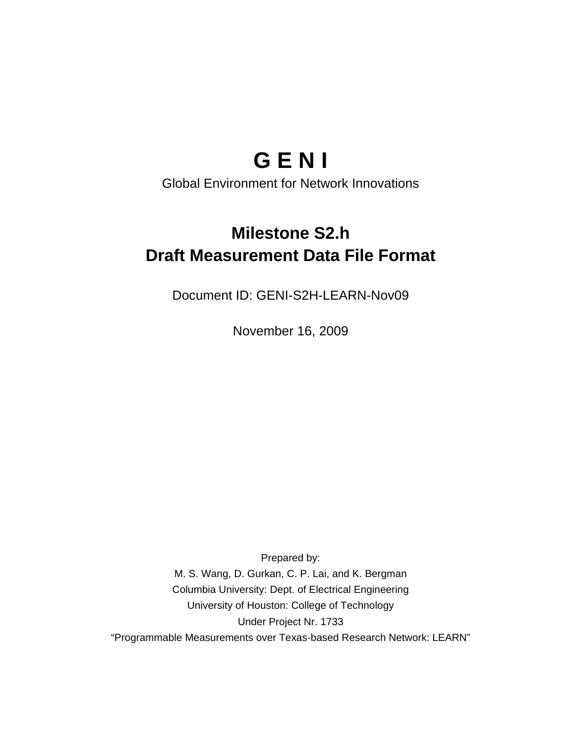# G E N I

Global Environment for Network Innovations

## Milestone S2.h
## Draft Measurement Data File Format

Document ID: GENI-S2H-LEARN-Nov09

November 16, 2009

Prepared by:

M. S. Wang, D. Gurkan, C. P. Lai, and K. Bergman

Columbia University: Dept. of Electrical Engineering

University of Houston: College of Technology

Under Project Nr. 1733

"Programmable Measurements over Texas-based Research Network: LEARN"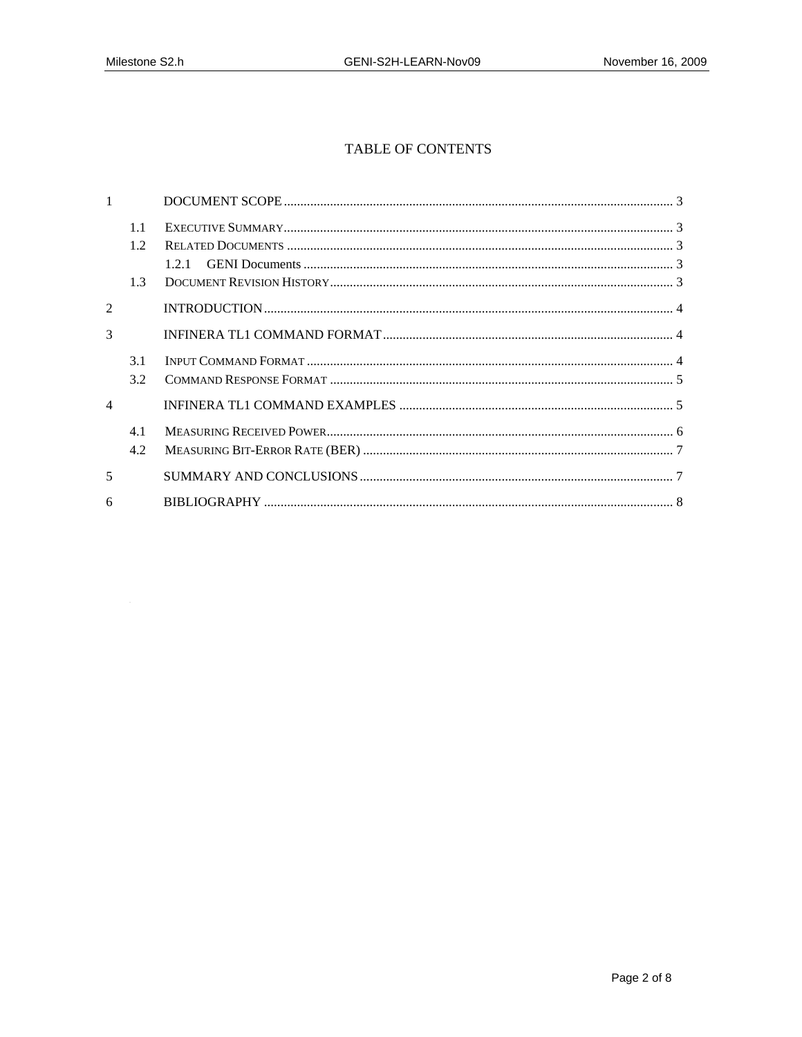# TABLE OF CONTENTS

1 DOCUMENT SCOPE .......... 3

- 1.1 EXECUTIVE SUMMARY .......... 3
- 1.2 RELATED DOCUMENTS .......... 3
  - 1.2.1 GENI Documents .......... 3
- 1.3 DOCUMENT REVISION HISTORY .......... 3

2 INTRODUCTION .......... 4

3 INFINERA TL1 COMMAND FORMAT .......... 4

- 3.1 INPUT COMMAND FORMAT .......... 4
- 3.2 COMMAND RESPONSE FORMAT .......... 5

4 INFINERA TL1 COMMAND EXAMPLES .......... 5

- 4.1 MEASURING RECEIVED POWER .......... 6
- 4.2 MEASURING BIT-ERROR RATE (BER) .......... 7

5 SUMMARY AND CONCLUSIONS .......... 7

6 BIBLIOGRAPHY .......... 8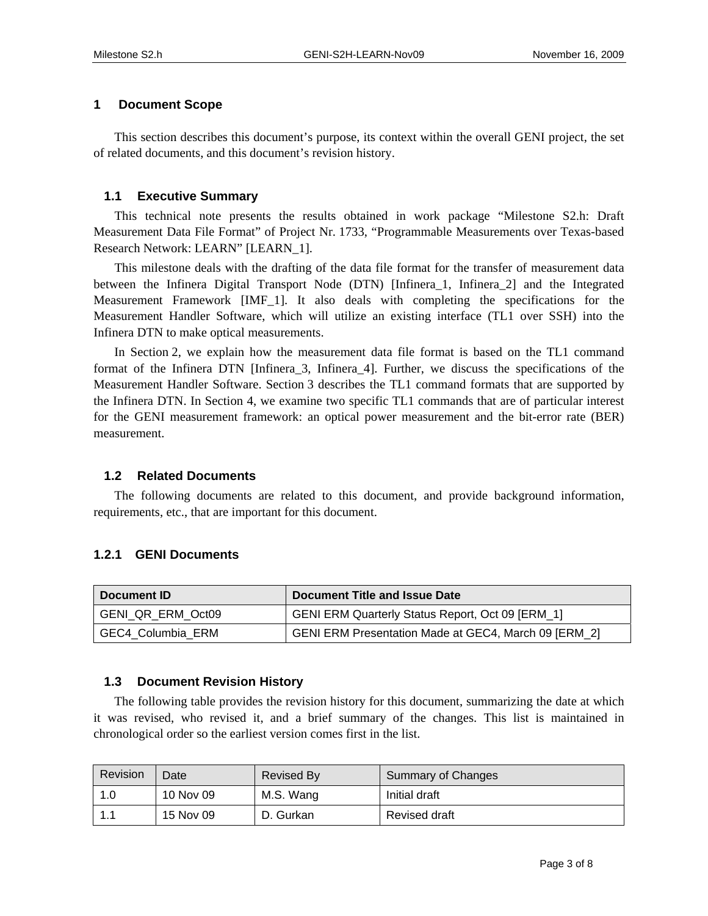# 1 Document Scope

This section describes this document's purpose, its context within the overall GENI project, the set of related documents, and this document's revision history.

## 1.1 Executive Summary

This technical note presents the results obtained in work package "Milestone S2.h: Draft Measurement Data File Format" of Project Nr. 1733, "Programmable Measurements over Texas-based Research Network: LEARN" [LEARN_1].

This milestone deals with the drafting of the data file format for the transfer of measurement data between the Infinera Digital Transport Node (DTN) [Infinera_1, Infinera_2] and the Integrated Measurement Framework [IMF_1]. It also deals with completing the specifications for the Measurement Handler Software, which will utilize an existing interface (TL1 over SSH) into the Infinera DTN to make optical measurements.

In Section 2, we explain how the measurement data file format is based on the TL1 command format of the Infinera DTN [Infinera_3, Infinera_4]. Further, we discuss the specifications of the Measurement Handler Software. Section 3 describes the TL1 command formats that are supported by the Infinera DTN. In Section 4, we examine two specific TL1 commands that are of particular interest for the GENI measurement framework: an optical power measurement and the bit-error rate (BER) measurement.

## 1.2 Related Documents

The following documents are related to this document, and provide background information, requirements, etc., that are important for this document.

### 1.2.1 GENI Documents

| Document ID | Document Title and Issue Date |
|---|---|
| GENI_QR_ERM_Oct09 | GENI ERM Quarterly Status Report, Oct 09 [ERM_1] |
| GEC4_Columbia_ERM | GENI ERM Presentation Made at GEC4, March 09 [ERM_2] |

## 1.3 Document Revision History

The following table provides the revision history for this document, summarizing the date at which it was revised, who revised it, and a brief summary of the changes. This list is maintained in chronological order so the earliest version comes first in the list.

| Revision | Date | Revised By | Summary of Changes |
|---|---|---|---|
| 1.0 | 10 Nov 09 | M.S. Wang | Initial draft |
| 1.1 | 15 Nov 09 | D. Gurkan | Revised draft |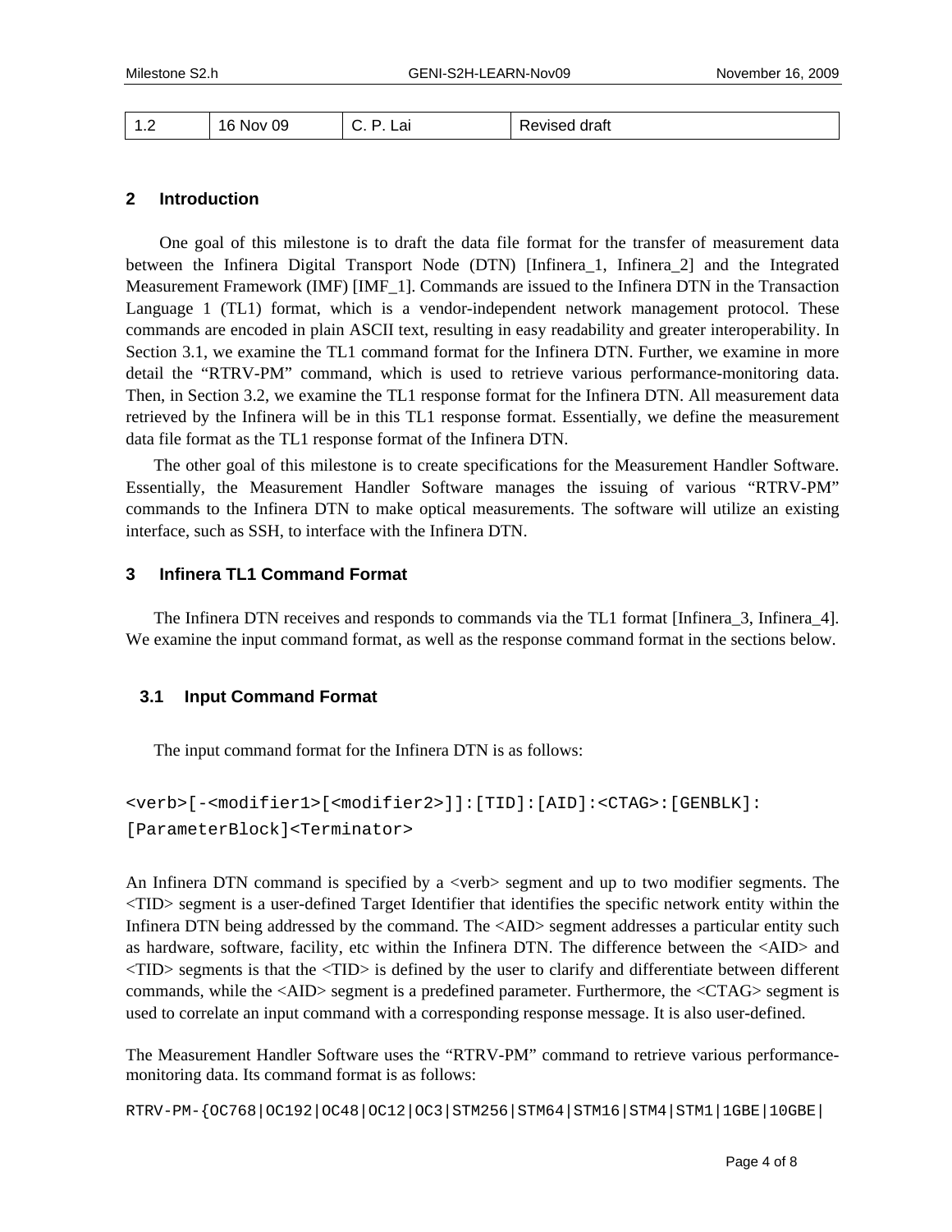| 1.2 | 16 Nov 09 | C. P. Lai | Revised draft |
|---|---|---|---|

## 2 Introduction

One goal of this milestone is to draft the data file format for the transfer of measurement data between the Infinera Digital Transport Node (DTN) [Infinera_1, Infinera_2] and the Integrated Measurement Framework (IMF) [IMF_1]. Commands are issued to the Infinera DTN in the Transaction Language 1 (TL1) format, which is a vendor-independent network management protocol. These commands are encoded in plain ASCII text, resulting in easy readability and greater interoperability. In Section 3.1, we examine the TL1 command format for the Infinera DTN. Further, we examine in more detail the "RTRV-PM" command, which is used to retrieve various performance-monitoring data. Then, in Section 3.2, we examine the TL1 response format for the Infinera DTN. All measurement data retrieved by the Infinera will be in this TL1 response format. Essentially, we define the measurement data file format as the TL1 response format of the Infinera DTN.

The other goal of this milestone is to create specifications for the Measurement Handler Software. Essentially, the Measurement Handler Software manages the issuing of various "RTRV-PM" commands to the Infinera DTN to make optical measurements. The software will utilize an existing interface, such as SSH, to interface with the Infinera DTN.

## 3 Infinera TL1 Command Format

The Infinera DTN receives and responds to commands via the TL1 format [Infinera_3, Infinera_4]. We examine the input command format, as well as the response command format in the sections below.

### 3.1 Input Command Format

The input command format for the Infinera DTN is as follows:

```
<verb>[-<modifier1>[<modifier2>]]:[TID]:[AID]:<CTAG>:[GENBLK]:
[ParameterBlock]<Terminator>
```

An Infinera DTN command is specified by a <verb> segment and up to two modifier segments. The <TID> segment is a user-defined Target Identifier that identifies the specific network entity within the Infinera DTN being addressed by the command. The <AID> segment addresses a particular entity such as hardware, software, facility, etc within the Infinera DTN. The difference between the <AID> and <TID> segments is that the <TID> is defined by the user to clarify and differentiate between different commands, while the <AID> segment is a predefined parameter. Furthermore, the <CTAG> segment is used to correlate an input command with a corresponding response message. It is also user-defined.

The Measurement Handler Software uses the "RTRV-PM" command to retrieve various performance-monitoring data. Its command format is as follows:

```
RTRV-PM-{OC768|OC192|OC48|OC12|OC3|STM256|STM64|STM16|STM4|STM1|1GBE|10GBE|
```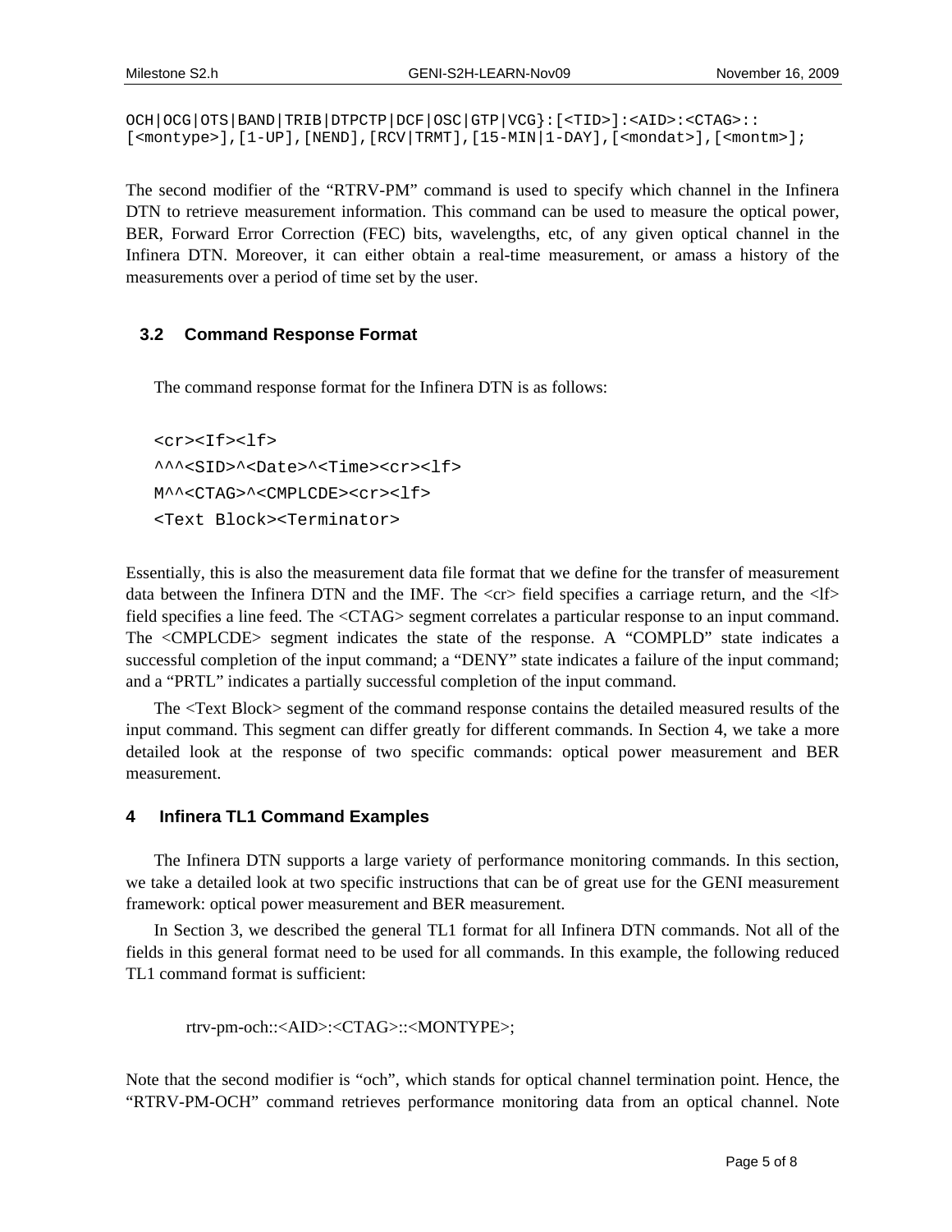```
OCH|OCG|OTS|BAND|TRIB|DTPCTP|DCF|OSC|GTP|VCG}:[<TID>]:<AID>:<CTAG>::
[<montype>],[1-UP],[NEND],[RCV|TRMT],[15-MIN|1-DAY],[<mondat>],[<montm>];
```

The second modifier of the "RTRV-PM" command is used to specify which channel in the Infinera DTN to retrieve measurement information. This command can be used to measure the optical power, BER, Forward Error Correction (FEC) bits, wavelengths, etc, of any given optical channel in the Infinera DTN. Moreover, it can either obtain a real-time measurement, or amass a history of the measurements over a period of time set by the user.

### 3.2 Command Response Format

The command response format for the Infinera DTN is as follows:

```
<cr><If><lf>
^^^<SID>^<Date>^<Time><cr><lf>
M^^<CTAG>^<CMPLCDE><cr><lf>
<Text Block><Terminator>
```

Essentially, this is also the measurement data file format that we define for the transfer of measurement data between the Infinera DTN and the IMF. The <cr> field specifies a carriage return, and the <lf> field specifies a line feed. The <CTAG> segment correlates a particular response to an input command. The <CMPLCDE> segment indicates the state of the response. A "COMPLD" state indicates a successful completion of the input command; a "DENY" state indicates a failure of the input command; and a "PRTL" indicates a partially successful completion of the input command.

The <Text Block> segment of the command response contains the detailed measured results of the input command. This segment can differ greatly for different commands. In Section 4, we take a more detailed look at the response of two specific commands: optical power measurement and BER measurement.

## 4 Infinera TL1 Command Examples

The Infinera DTN supports a large variety of performance monitoring commands. In this section, we take a detailed look at two specific instructions that can be of great use for the GENI measurement framework: optical power measurement and BER measurement.

In Section 3, we described the general TL1 format for all Infinera DTN commands. Not all of the fields in this general format need to be used for all commands. In this example, the following reduced TL1 command format is sufficient:

rtrv-pm-och::<AID>:<CTAG>::<MONTYPE>;

Note that the second modifier is "och", which stands for optical channel termination point. Hence, the "RTRV-PM-OCH" command retrieves performance monitoring data from an optical channel. Note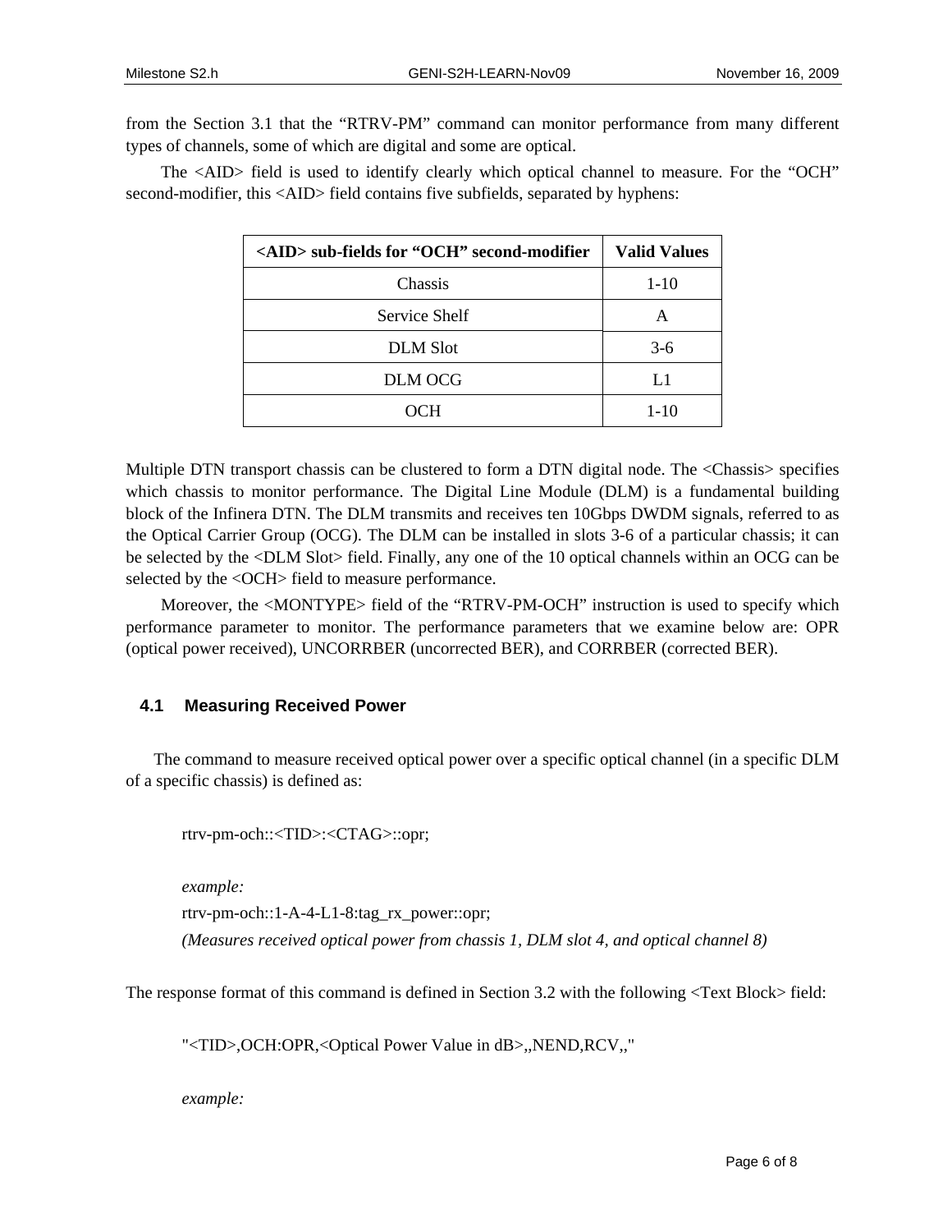from the Section 3.1 that the "RTRV-PM" command can monitor performance from many different types of channels, some of which are digital and some are optical.

The <AID> field is used to identify clearly which optical channel to measure. For the "OCH" second-modifier, this <AID> field contains five subfields, separated by hyphens:

| <AID> sub-fields for "OCH" second-modifier | Valid Values |
|---|---|
| Chassis | 1-10 |
| Service Shelf | A |
| DLM Slot | 3-6 |
| DLM OCG | L1 |
| OCH | 1-10 |

Multiple DTN transport chassis can be clustered to form a DTN digital node. The <Chassis> specifies which chassis to monitor performance. The Digital Line Module (DLM) is a fundamental building block of the Infinera DTN. The DLM transmits and receives ten 10Gbps DWDM signals, referred to as the Optical Carrier Group (OCG). The DLM can be installed in slots 3-6 of a particular chassis; it can be selected by the <DLM Slot> field. Finally, any one of the 10 optical channels within an OCG can be selected by the <OCH> field to measure performance.

Moreover, the <MONTYPE> field of the "RTRV-PM-OCH" instruction is used to specify which performance parameter to monitor. The performance parameters that we examine below are: OPR (optical power received), UNCORRBER (uncorrected BER), and CORRBER (corrected BER).

### 4.1 Measuring Received Power

The command to measure received optical power over a specific optical channel (in a specific DLM of a specific chassis) is defined as:

```
rtrv-pm-och::<TID>:<CTAG>::opr;
```

*example:*

```
rtrv-pm-och::1-A-4-L1-8:tag_rx_power::opr;
```

*(Measures received optical power from chassis 1, DLM slot 4, and optical channel 8)*

The response format of this command is defined in Section 3.2 with the following <Text Block> field:

```
"<TID>,OCH:OPR,<Optical Power Value in dB>,,NEND,RCV,,"
```

*example:*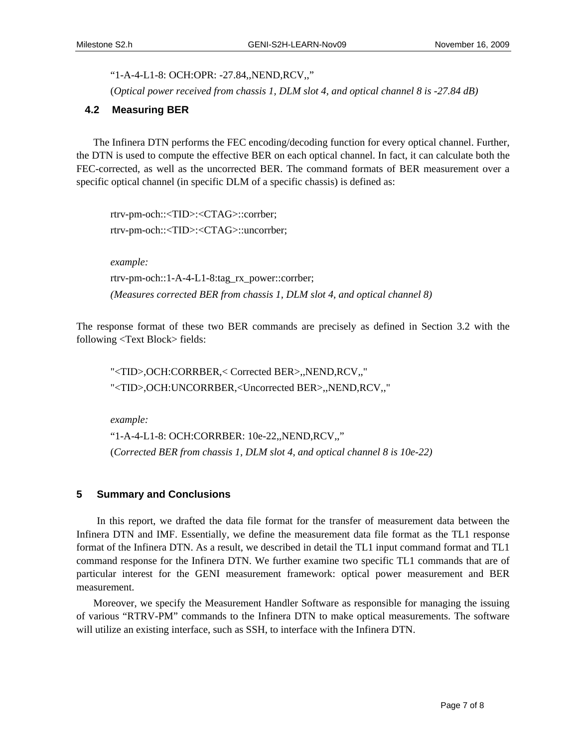“1-A-4-L1-8: OCH:OPR: -27.84,,NEND,RCV,,”

(*Optical power received from chassis 1, DLM slot 4, and optical channel 8 is -27.84 dB)*

### 4.2 Measuring BER

The Infinera DTN performs the FEC encoding/decoding function for every optical channel. Further, the DTN is used to compute the effective BER on each optical channel. In fact, it can calculate both the FEC-corrected, as well as the uncorrected BER. The command formats of BER measurement over a specific optical channel (in specific DLM of a specific chassis) is defined as:

```
rtrv-pm-och::<TID>:<CTAG>::corrber;
rtrv-pm-och::<TID>:<CTAG>::uncorrber;
```

*example:*

```
rtrv-pm-och::1-A-4-L1-8:tag_rx_power::corrber;
```

*(Measures corrected BER from chassis 1, DLM slot 4, and optical channel 8)*

The response format of these two BER commands are precisely as defined in Section 3.2 with the following <Text Block> fields:

```
"<TID>,OCH:CORRBER,< Corrected BER>,,NEND,RCV,,"
"<TID>,OCH:UNCORRBER,<Uncorrected BER>,,NEND,RCV,,"
```

*example:*

“1-A-4-L1-8: OCH:CORRBER: 10e-22,,NEND,RCV,,”

(*Corrected BER from chassis 1, DLM slot 4, and optical channel 8 is 10e-22)*

## 5 Summary and Conclusions

In this report, we drafted the data file format for the transfer of measurement data between the Infinera DTN and IMF. Essentially, we define the measurement data file format as the TL1 response format of the Infinera DTN. As a result, we described in detail the TL1 input command format and TL1 command response for the Infinera DTN. We further examine two specific TL1 commands that are of particular interest for the GENI measurement framework: optical power measurement and BER measurement.

Moreover, we specify the Measurement Handler Software as responsible for managing the issuing of various “RTRV-PM” commands to the Infinera DTN to make optical measurements. The software will utilize an existing interface, such as SSH, to interface with the Infinera DTN.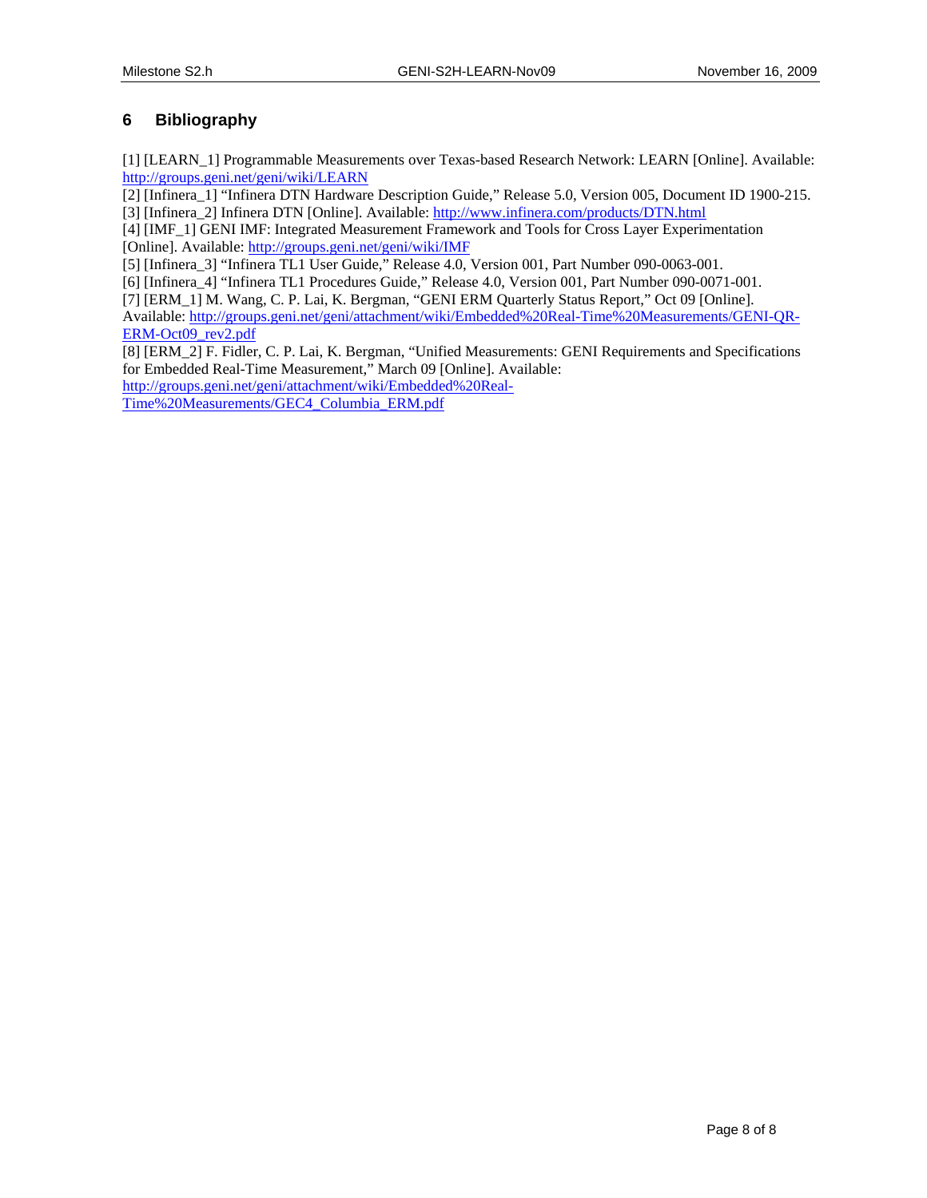## 6 Bibliography

[1] [LEARN_1] Programmable Measurements over Texas-based Research Network: LEARN [Online]. Available: http://groups.geni.net/geni/wiki/LEARN

[2] [Infinera_1] "Infinera DTN Hardware Description Guide," Release 5.0, Version 005, Document ID 1900-215.

[3] [Infinera_2] Infinera DTN [Online]. Available: http://www.infinera.com/products/DTN.html

[4] [IMF_1] GENI IMF: Integrated Measurement Framework and Tools for Cross Layer Experimentation [Online]. Available: http://groups.geni.net/geni/wiki/IMF

[5] [Infinera_3] "Infinera TL1 User Guide," Release 4.0, Version 001, Part Number 090-0063-001.

[6] [Infinera_4] "Infinera TL1 Procedures Guide," Release 4.0, Version 001, Part Number 090-0071-001.

[7] [ERM_1] M. Wang, C. P. Lai, K. Bergman, "GENI ERM Quarterly Status Report," Oct 09 [Online]. Available: http://groups.geni.net/geni/attachment/wiki/Embedded%20Real-Time%20Measurements/GENI-QR-ERM-Oct09_rev2.pdf

[8] [ERM_2] F. Fidler, C. P. Lai, K. Bergman, "Unified Measurements: GENI Requirements and Specifications for Embedded Real-Time Measurement," March 09 [Online]. Available: http://groups.geni.net/geni/attachment/wiki/Embedded%20Real-Time%20Measurements/GEC4_Columbia_ERM.pdf